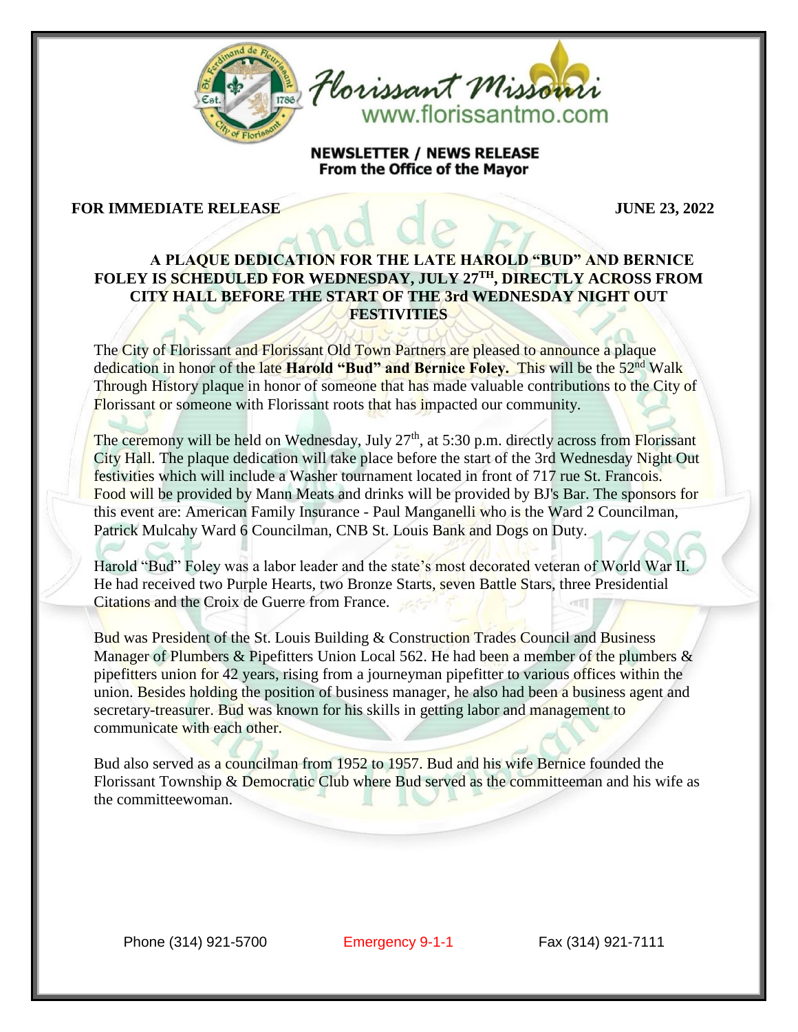**NEWSLETTER / NEWS RELEASE**
**From the Office of the Mayor**

**FOR IMMEDIATE RELEASE** **JUNE 23, 2022**

**A PLAQUE DEDICATION FOR THE LATE HAROLD "BUD" AND BERNICE FOLEY IS SCHEDULED FOR WEDNESDAY, JULY 27TH, DIRECTLY ACROSS FROM CITY HALL BEFORE THE START OF THE 3rd WEDNESDAY NIGHT OUT FESTIVITIES**

The City of Florissant and Florissant Old Town Partners are pleased to announce a plaque dedication in honor of the late **Harold "Bud" and Bernice Foley.** This will be the 52nd Walk Through History plaque in honor of someone that has made valuable contributions to the City of Florissant or someone with Florissant roots that has impacted our community.

The ceremony will be held on Wednesday, July 27th, at 5:30 p.m. directly across from Florissant City Hall. The plaque dedication will take place before the start of the 3rd Wednesday Night Out festivities which will include a Washer tournament located in front of 717 rue St. Francois. Food will be provided by Mann Meats and drinks will be provided by BJ's Bar. The sponsors for this event are: American Family Insurance - Paul Manganelli who is the Ward 2 Councilman, Patrick Mulcahy Ward 6 Councilman, CNB St. Louis Bank and Dogs on Duty.

Harold "Bud" Foley was a labor leader and the state's most decorated veteran of World War II. He had received two Purple Hearts, two Bronze Starts, seven Battle Stars, three Presidential Citations and the Croix de Guerre from France.

Bud was President of the St. Louis Building & Construction Trades Council and Business Manager of Plumbers & Pipefitters Union Local 562. He had been a member of the plumbers & pipefitters union for 42 years, rising from a journeyman pipefitter to various offices within the union. Besides holding the position of business manager, he also had been a business agent and secretary-treasurer. Bud was known for his skills in getting labor and management to communicate with each other.

Bud also served as a councilman from 1952 to 1957. Bud and his wife Bernice founded the Florissant Township & Democratic Club where Bud served as the committeeman and his wife as the committeewoman.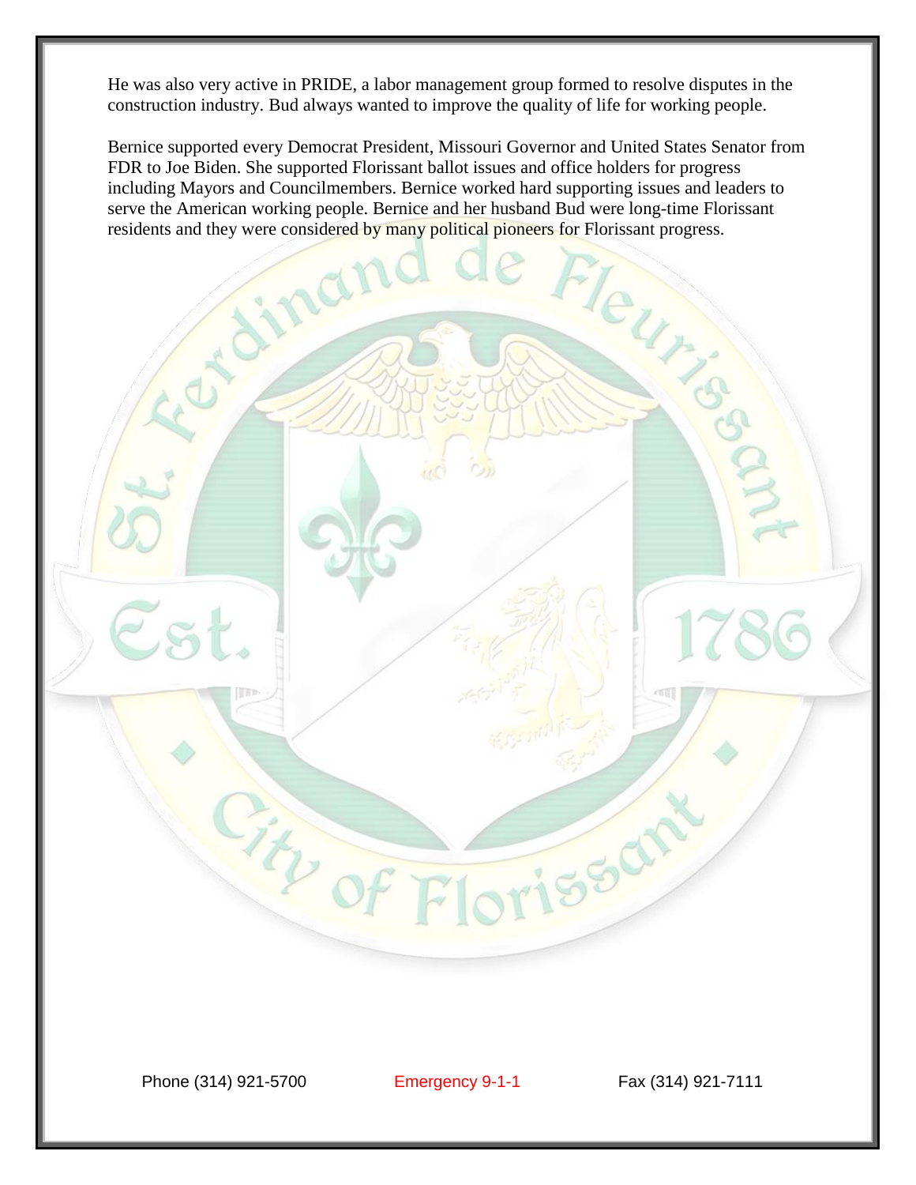He was also very active in PRIDE, a labor management group formed to resolve disputes in the construction industry. Bud always wanted to improve the quality of life for working people.

Bernice supported every Democrat President, Missouri Governor and United States Senator from FDR to Joe Biden. She supported Florissant ballot issues and office holders for progress including Mayors and Councilmembers. Bernice worked hard supporting issues and leaders to serve the American working people. Bernice and her husband Bud were long-time Florissant residents and they were considered by many political pioneers for Florissant progress.